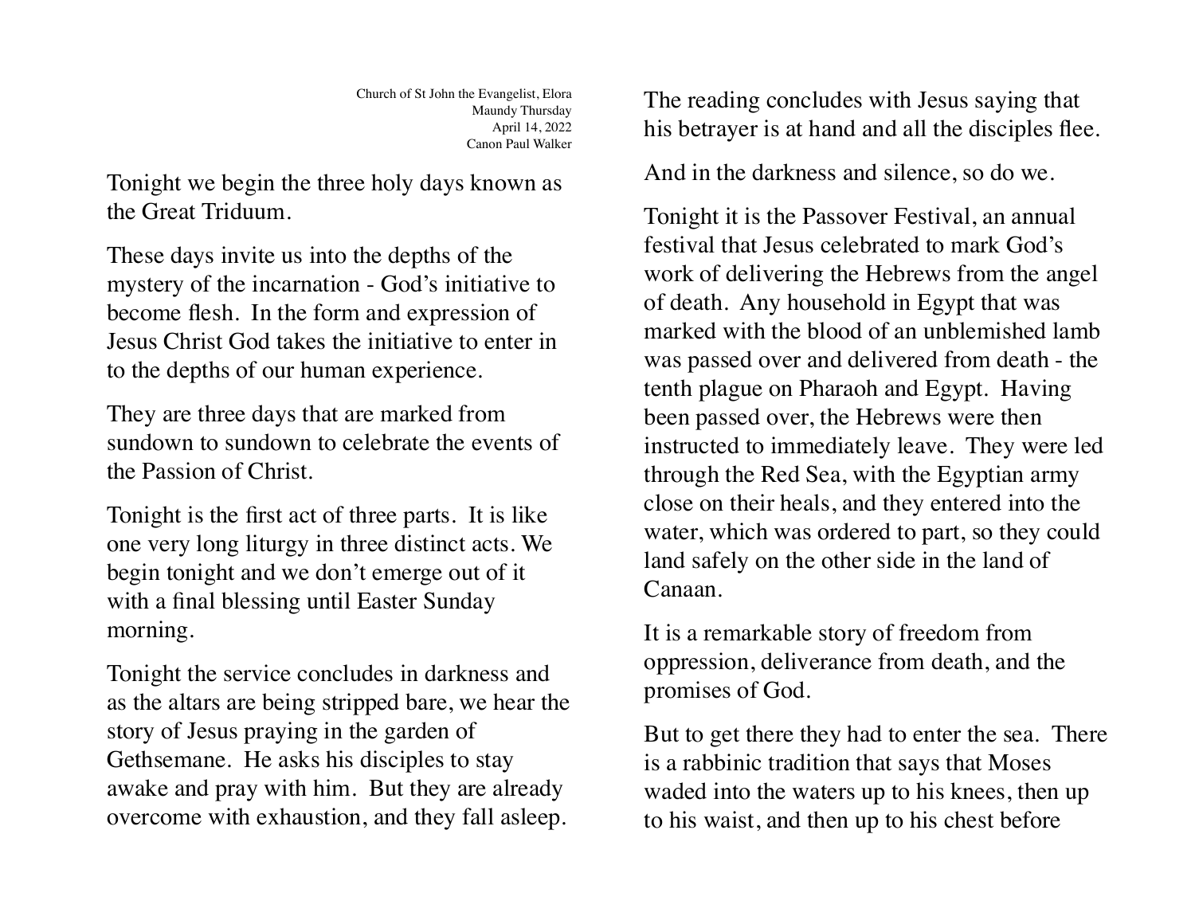Church of St John the Evangelist, Elora
Maundy Thursday
April 14, 2022
Canon Paul Walker

Tonight we begin the three holy days known as the Great Triduum.

These days invite us into the depths of the mystery of the incarnation - God's initiative to become flesh. In the form and expression of Jesus Christ God takes the initiative to enter in to the depths of our human experience.

They are three days that are marked from sundown to sundown to celebrate the events of the Passion of Christ.

Tonight is the first act of three parts. It is like one very long liturgy in three distinct acts. We begin tonight and we don't emerge out of it with a final blessing until Easter Sunday morning.

Tonight the service concludes in darkness and as the altars are being stripped bare, we hear the story of Jesus praying in the garden of Gethsemane. He asks his disciples to stay awake and pray with him. But they are already overcome with exhaustion, and they fall asleep. The reading concludes with Jesus saying that his betrayer is at hand and all the disciples flee.

And in the darkness and silence, so do we.

Tonight it is the Passover Festival, an annual festival that Jesus celebrated to mark God's work of delivering the Hebrews from the angel of death. Any household in Egypt that was marked with the blood of an unblemished lamb was passed over and delivered from death - the tenth plague on Pharaoh and Egypt. Having been passed over, the Hebrews were then instructed to immediately leave. They were led through the Red Sea, with the Egyptian army close on their heals, and they entered into the water, which was ordered to part, so they could land safely on the other side in the land of Canaan.

It is a remarkable story of freedom from oppression, deliverance from death, and the promises of God.

But to get there they had to enter the sea. There is a rabbinic tradition that says that Moses waded into the waters up to his knees, then up to his waist, and then up to his chest before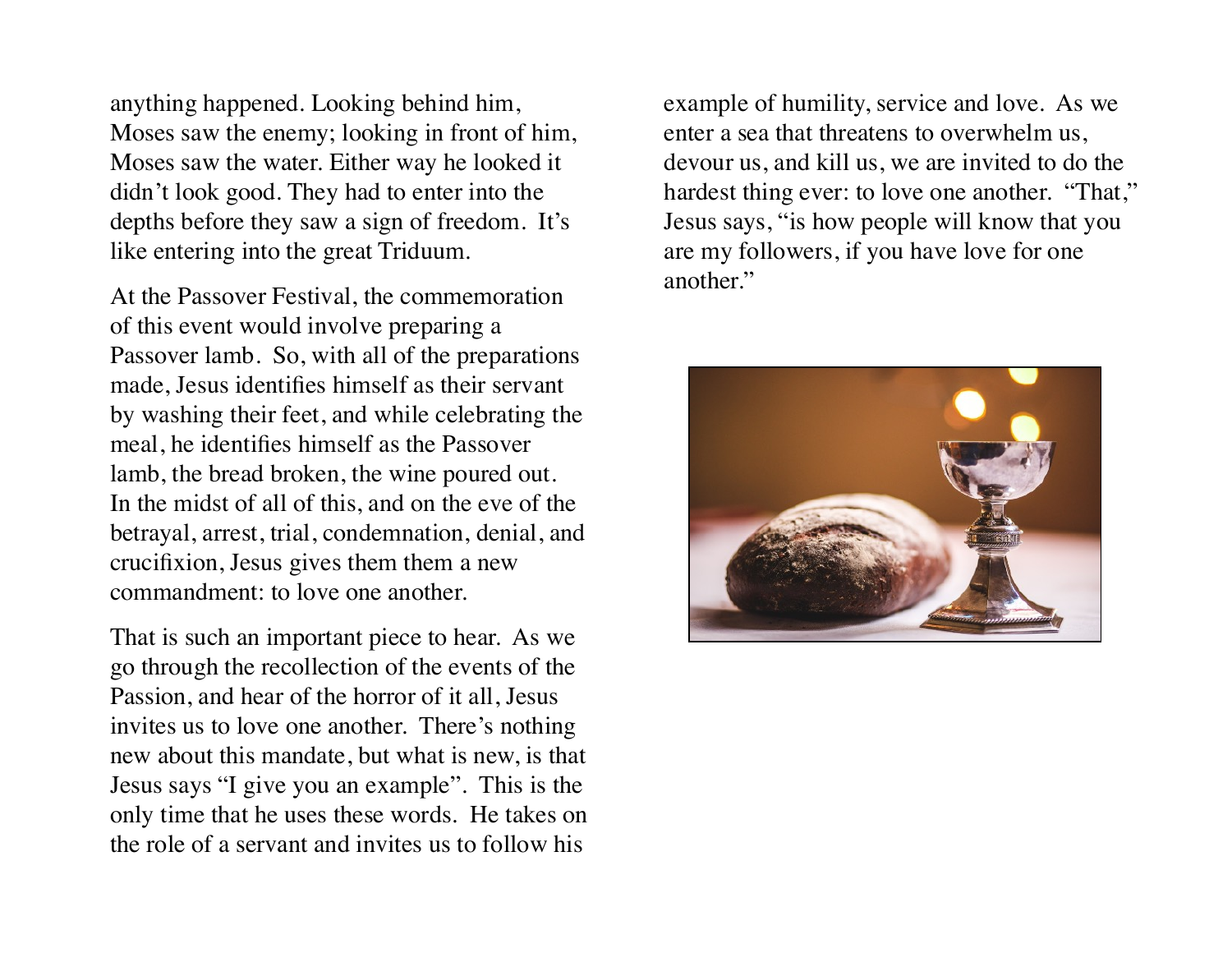anything happened. Looking behind him, Moses saw the enemy; looking in front of him, Moses saw the water. Either way he looked it didn't look good. They had to enter into the depths before they saw a sign of freedom. It's like entering into the great Triduum.

At the Passover Festival, the commemoration of this event would involve preparing a Passover lamb. So, with all of the preparations made, Jesus identifies himself as their servant by washing their feet, and while celebrating the meal, he identifies himself as the Passover lamb, the bread broken, the wine poured out. In the midst of all of this, and on the eve of the betrayal, arrest, trial, condemnation, denial, and crucifixion, Jesus gives them them a new commandment: to love one another.

That is such an important piece to hear. As we go through the recollection of the events of the Passion, and hear of the horror of it all, Jesus invites us to love one another. There's nothing new about this mandate, but what is new, is that Jesus says "I give you an example". This is the only time that he uses these words. He takes on the role of a servant and invites us to follow his example of humility, service and love. As we enter a sea that threatens to overwhelm us, devour us, and kill us, we are invited to do the hardest thing ever: to love one another. "That," Jesus says, "is how people will know that you are my followers, if you have love for one another."